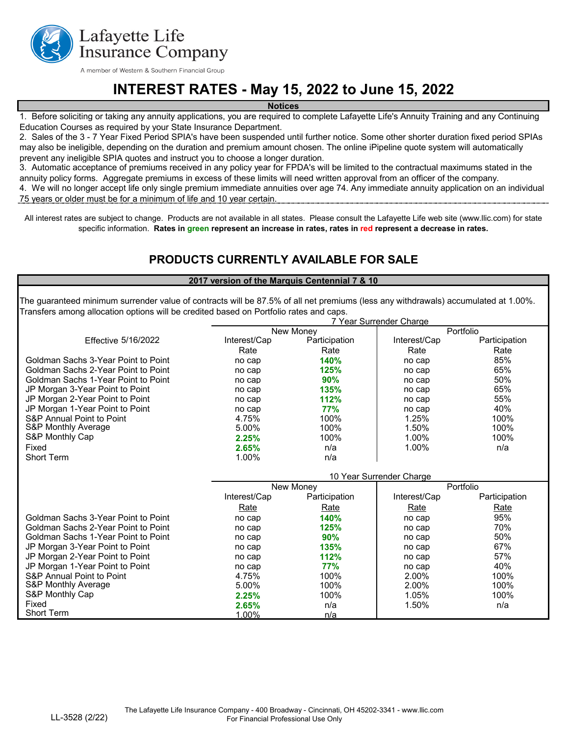Lafayette Life Insurance Company

A member of Western & Southern Financial Group

# INTEREST RATES - May 15, 2022 to June 15, 2022

**Notices**

1. Before soliciting or taking any annuity applications, you are required to complete Lafayette Life's Annuity Training and any Continuing Education Courses as required by your State Insurance Department.
2. Sales of the 3 - 7 Year Fixed Period SPIA's have been suspended until further notice. Some other shorter duration fixed period SPIAs may also be ineligible, depending on the duration and premium amount chosen. The online iPipeline quote system will automatically prevent any ineligible SPIA quotes and instruct you to choose a longer duration.
3. Automatic acceptance of premiums received in any policy year for FPDA's will be limited to the contractual maximums stated in the annuity policy forms. Aggregate premiums in excess of these limits will need written approval from an officer of the company.
4. We will no longer accept life only single premium immediate annuities over age 74. Any immediate annuity application on an individual 75 years or older must be for a minimum of life and 10 year certain.

All interest rates are subject to change. Products are not available in all states. Please consult the Lafayette Life web site (www.llic.com) for state specific information. **Rates in green represent an increase in rates, rates in red represent a decrease in rates.**

## PRODUCTS CURRENTLY AVAILABLE FOR SALE

**2017 version of the Marquis Centennial 7 & 10**

The guaranteed minimum surrender value of contracts will be 87.5% of all net premiums (less any withdrawals) accumulated at 1.00%. Transfers among allocation options will be credited based on Portfolio rates and caps.

| | 7 Year Surrender Charge | | | |
|---|---|---|---|---|
| | New Money | | Portfolio | |
| Effective 5/16/2022 | Interest/Cap Rate | Participation Rate | Interest/Cap Rate | Participation Rate |
| Goldman Sachs 3-Year Point to Point | no cap | **140%** | no cap | 85% |
| Goldman Sachs 2-Year Point to Point | no cap | **125%** | no cap | 65% |
| Goldman Sachs 1-Year Point to Point | no cap | **90%** | no cap | 50% |
| JP Morgan 3-Year Point to Point | no cap | **135%** | no cap | 65% |
| JP Morgan 2-Year Point to Point | no cap | **112%** | no cap | 55% |
| JP Morgan 1-Year Point to Point | no cap | **77%** | no cap | 40% |
| S&P Annual Point to Point | 4.75% | 100% | 1.25% | 100% |
| S&P Monthly Average | 5.00% | 100% | 1.50% | 100% |
| S&P Monthly Cap | **2.25%** | 100% | 1.00% | 100% |
| Fixed | **2.65%** | n/a | 1.00% | n/a |
| Short Term | 1.00% | n/a | | |

| | 10 Year Surrender Charge | | | |
|---|---|---|---|---|
| | New Money | | Portfolio | |
| | Interest/Cap Rate | Participation Rate | Interest/Cap Rate | Participation Rate |
| Goldman Sachs 3-Year Point to Point | no cap | **140%** | no cap | 95% |
| Goldman Sachs 2-Year Point to Point | no cap | **125%** | no cap | 70% |
| Goldman Sachs 1-Year Point to Point | no cap | **90%** | no cap | 50% |
| JP Morgan 3-Year Point to Point | no cap | **135%** | no cap | 67% |
| JP Morgan 2-Year Point to Point | no cap | **112%** | no cap | 57% |
| JP Morgan 1-Year Point to Point | no cap | **77%** | no cap | 40% |
| S&P Annual Point to Point | 4.75% | 100% | 2.00% | 100% |
| S&P Monthly Average | 5.00% | 100% | 2.00% | 100% |
| S&P Monthly Cap | **2.25%** | 100% | 1.05% | 100% |
| Fixed | **2.65%** | n/a | 1.50% | n/a |
| Short Term | 1.00% | n/a | | |

LL-3528 (2/22)

The Lafayette Life Insurance Company - 400 Broadway - Cincinnati, OH 45202-3341 - www.llic.com
For Financial Professional Use Only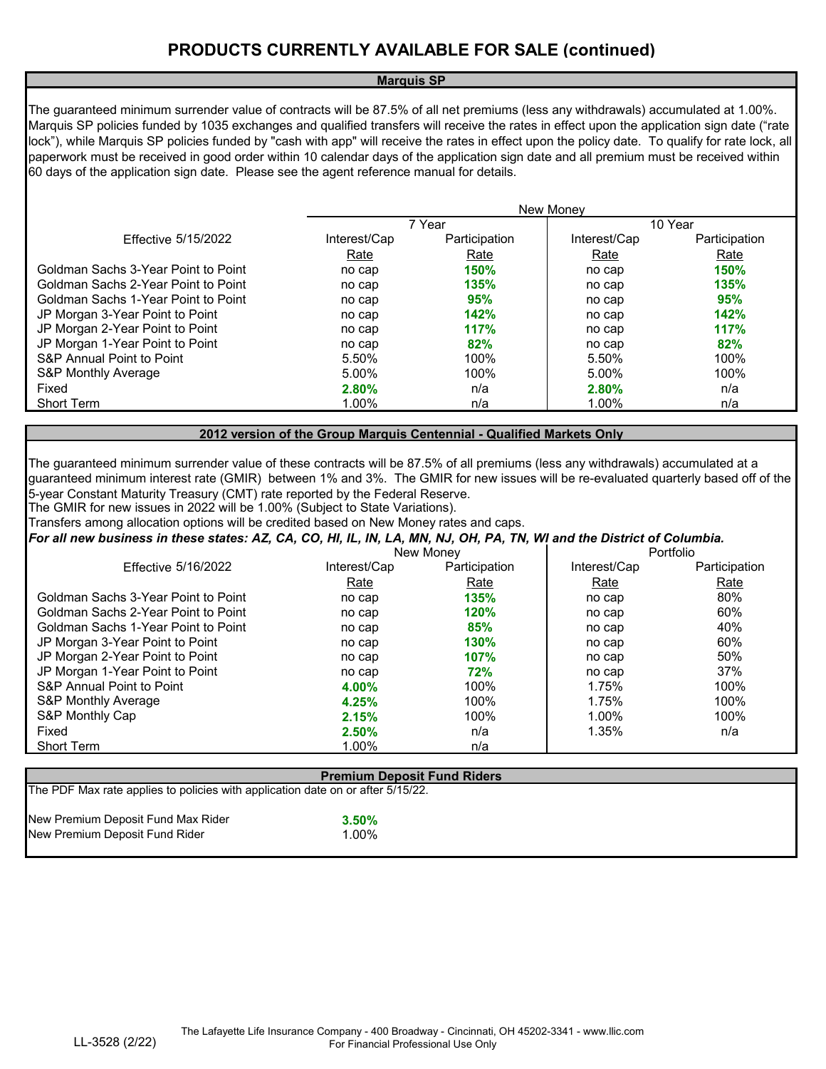# PRODUCTS CURRENTLY AVAILABLE FOR SALE (continued)

## Marquis SP

The guaranteed minimum surrender value of contracts will be 87.5% of all net premiums (less any withdrawals) accumulated at 1.00%. Marquis SP policies funded by 1035 exchanges and qualified transfers will receive the rates in effect upon the application sign date ("rate lock"), while Marquis SP policies funded by "cash with app" will receive the rates in effect upon the policy date. To qualify for rate lock, all paperwork must be received in good order within 10 calendar days of the application sign date and all premium must be received within 60 days of the application sign date. Please see the agent reference manual for details.

| | New Money | | | |
|---|---|---|---|---|
| | 7 Year | | 10 Year | |
| Effective 5/15/2022 | Interest/Cap Rate | Participation Rate | Interest/Cap Rate | Participation Rate |
| Goldman Sachs 3-Year Point to Point | no cap | **150%** | no cap | **150%** |
| Goldman Sachs 2-Year Point to Point | no cap | **135%** | no cap | **135%** |
| Goldman Sachs 1-Year Point to Point | no cap | **95%** | no cap | **95%** |
| JP Morgan 3-Year Point to Point | no cap | **142%** | no cap | **142%** |
| JP Morgan 2-Year Point to Point | no cap | **117%** | no cap | **117%** |
| JP Morgan 1-Year Point to Point | no cap | **82%** | no cap | **82%** |
| S&P Annual Point to Point | 5.50% | 100% | 5.50% | 100% |
| S&P Monthly Average | 5.00% | 100% | 5.00% | 100% |
| Fixed | **2.80%** | n/a | **2.80%** | n/a |
| Short Term | 1.00% | n/a | 1.00% | n/a |

## 2012 version of the Group Marquis Centennial - Qualified Markets Only

The guaranteed minimum surrender value of these contracts will be 87.5% of all premiums (less any withdrawals) accumulated at a guaranteed minimum interest rate (GMIR) between 1% and 3%. The GMIR for new issues will be re-evaluated quarterly based off of the 5-year Constant Maturity Treasury (CMT) rate reported by the Federal Reserve.
The GMIR for new issues in 2022 will be 1.00% (Subject to State Variations).
Transfers among allocation options will be credited based on New Money rates and caps.
***For all new business in these states: AZ, CA, CO, HI, IL, IN, LA, MN, NJ, OH, PA, TN, WI and the District of Columbia.***

| | New Money | | Portfolio | |
|---|---|---|---|---|
| Effective 5/16/2022 | Interest/Cap Rate | Participation Rate | Interest/Cap Rate | Participation Rate |
| Goldman Sachs 3-Year Point to Point | no cap | **135%** | no cap | 80% |
| Goldman Sachs 2-Year Point to Point | no cap | **120%** | no cap | 60% |
| Goldman Sachs 1-Year Point to Point | no cap | **85%** | no cap | 40% |
| JP Morgan 3-Year Point to Point | no cap | **130%** | no cap | 60% |
| JP Morgan 2-Year Point to Point | no cap | **107%** | no cap | 50% |
| JP Morgan 1-Year Point to Point | no cap | **72%** | no cap | 37% |
| S&P Annual Point to Point | **4.00%** | 100% | 1.75% | 100% |
| S&P Monthly Average | **4.25%** | 100% | 1.75% | 100% |
| S&P Monthly Cap | **2.15%** | 100% | 1.00% | 100% |
| Fixed | **2.50%** | n/a | 1.35% | n/a |
| Short Term | 1.00% | n/a | | |

## Premium Deposit Fund Riders

The PDF Max rate applies to policies with application date on or after 5/15/22.

| | |
|---|---|
| New Premium Deposit Fund Max Rider | **3.50%** |
| New Premium Deposit Fund Rider | 1.00% |

LL-3528 (2/22)

The Lafayette Life Insurance Company - 400 Broadway - Cincinnati, OH 45202-3341 - www.llic.com
For Financial Professional Use Only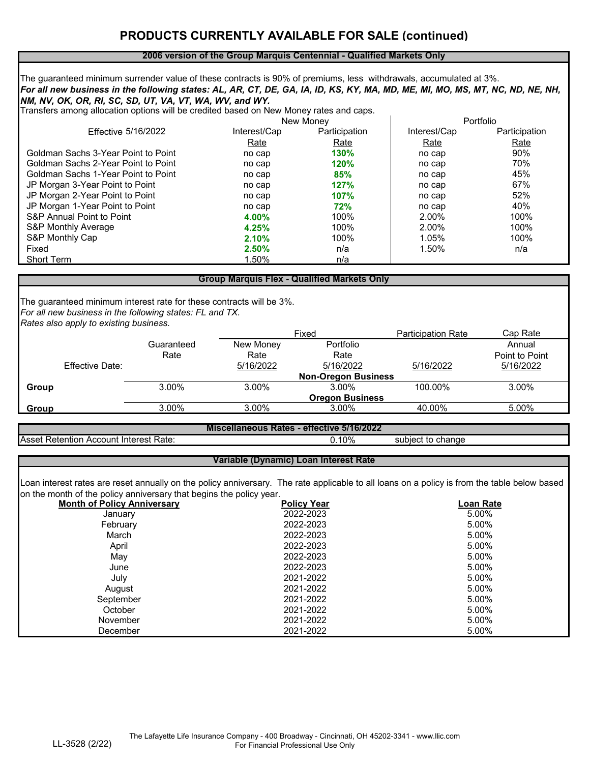# PRODUCTS CURRENTLY AVAILABLE FOR SALE (continued)

## 2006 version of the Group Marquis Centennial - Qualified Markets Only

The guaranteed minimum surrender value of these contracts is 90% of premiums, less withdrawals, accumulated at 3%.

***For all new business in the following states: AL, AR, CT, DE, GA, IA, ID, KS, KY, MA, MD, ME, MI, MO, MS, MT, NC, ND, NE, NH, NM, NV, OK, OR, RI, SC, SD, UT, VA, VT, WA, WV, and WY.***

Transfers among allocation options will be credited based on New Money rates and caps.

| Effective 5/16/2022 | New Money Interest/Cap Rate | New Money Participation Rate | Portfolio Interest/Cap Rate | Portfolio Participation Rate |
|---|---|---|---|---|
| Goldman Sachs 3-Year Point to Point | no cap | **130%** | no cap | 90% |
| Goldman Sachs 2-Year Point to Point | no cap | **120%** | no cap | 70% |
| Goldman Sachs 1-Year Point to Point | no cap | **85%** | no cap | 45% |
| JP Morgan 3-Year Point to Point | no cap | **127%** | no cap | 67% |
| JP Morgan 2-Year Point to Point | no cap | **107%** | no cap | 52% |
| JP Morgan 1-Year Point to Point | no cap | **72%** | no cap | 40% |
| S&P Annual Point to Point | **4.00%** | 100% | 2.00% | 100% |
| S&P Monthly Average | **4.25%** | 100% | 2.00% | 100% |
| S&P Monthly Cap | **2.10%** | 100% | 1.05% | 100% |
| Fixed | **2.50%** | n/a | 1.50% | n/a |
| Short Term | 1.50% | n/a | | |

## Group Marquis Flex - Qualified Markets Only

The guaranteed minimum interest rate for these contracts will be 3%.

*For all new business in the following states: FL and TX.*

*Rates also apply to existing business.*

| | Guaranteed Rate | Fixed New Money Rate | Fixed Portfolio Rate | Participation Rate | Cap Rate Annual Point to Point |
|---|---|---|---|---|---|
| Effective Date: | | 5/16/2022 | 5/16/2022 | 5/16/2022 | 5/16/2022 |
| | | | **Non-Oregon Business** | | |
| **Group** | 3.00% | 3.00% | 3.00% | 100.00% | 3.00% |
| | | | **Oregon Business** | | |
| **Group** | 3.00% | 3.00% | 3.00% | 40.00% | 5.00% |

## Miscellaneous Rates - effective 5/16/2022

| | | |
|---|---|---|
| Asset Retention Account Interest Rate: | 0.10% | subject to change |

## Variable (Dynamic) Loan Interest Rate

Loan interest rates are reset annually on the policy anniversary. The rate applicable to all loans on a policy is from the table below based on the month of the policy anniversary that begins the policy year.

| Month of Policy Anniversary | Policy Year | Loan Rate |
|---|---|---|
| January | 2022-2023 | 5.00% |
| February | 2022-2023 | 5.00% |
| March | 2022-2023 | 5.00% |
| April | 2022-2023 | 5.00% |
| May | 2022-2023 | 5.00% |
| June | 2022-2023 | 5.00% |
| July | 2021-2022 | 5.00% |
| August | 2021-2022 | 5.00% |
| September | 2021-2022 | 5.00% |
| October | 2021-2022 | 5.00% |
| November | 2021-2022 | 5.00% |
| December | 2021-2022 | 5.00% |

LL-3528 (2/22)

The Lafayette Life Insurance Company - 400 Broadway - Cincinnati, OH 45202-3341 - www.llic.com
For Financial Professional Use Only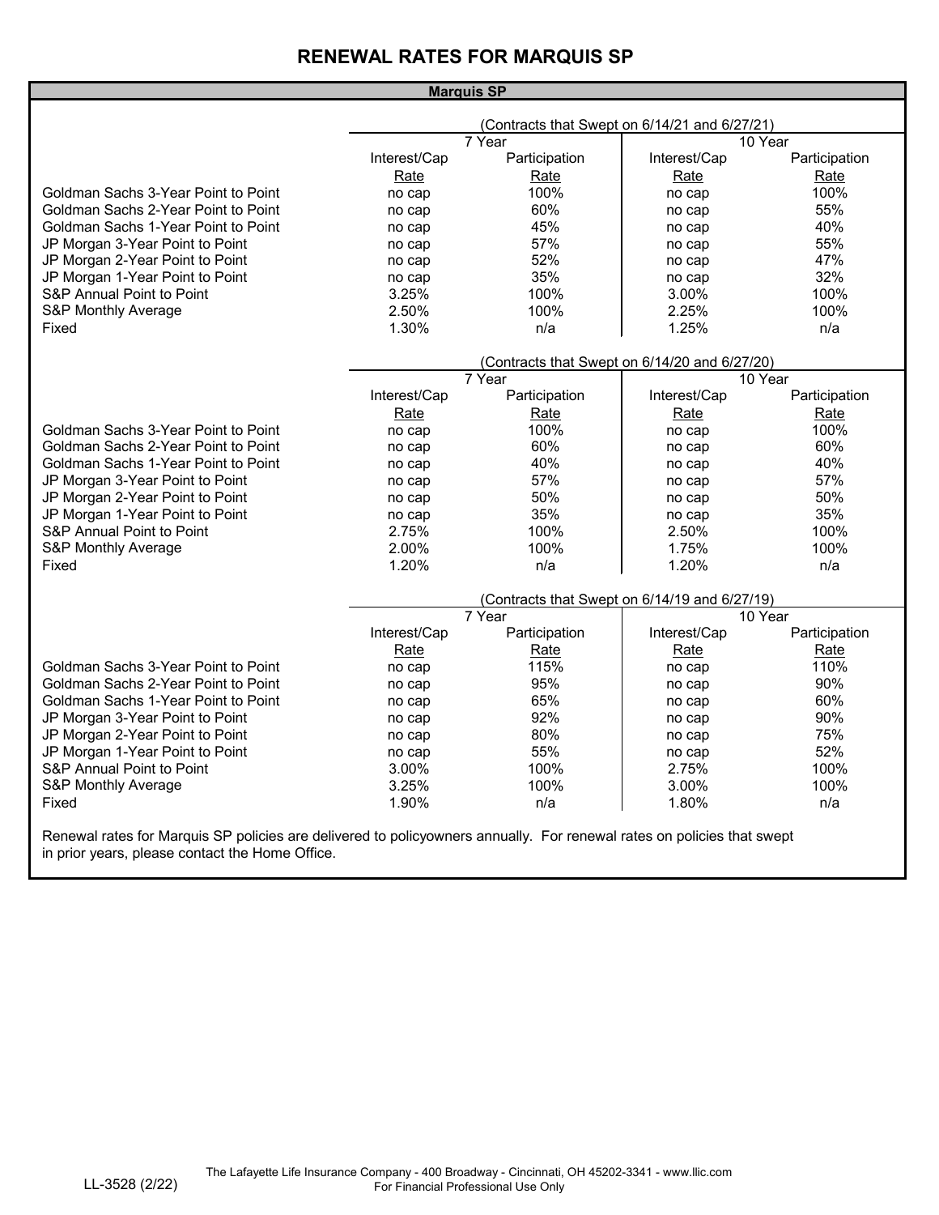# RENEWAL RATES FOR MARQUIS SP

**Marquis SP**

(Contracts that Swept on 6/14/21 and 6/27/21)

| | 7 Year | | 10 Year | |
|---|---|---|---|---|
| | Interest/Cap Rate | Participation Rate | Interest/Cap Rate | Participation Rate |
| Goldman Sachs 3-Year Point to Point | no cap | 100% | no cap | 100% |
| Goldman Sachs 2-Year Point to Point | no cap | 60% | no cap | 55% |
| Goldman Sachs 1-Year Point to Point | no cap | 45% | no cap | 40% |
| JP Morgan 3-Year Point to Point | no cap | 57% | no cap | 55% |
| JP Morgan 2-Year Point to Point | no cap | 52% | no cap | 47% |
| JP Morgan 1-Year Point to Point | no cap | 35% | no cap | 32% |
| S&P Annual Point to Point | 3.25% | 100% | 3.00% | 100% |
| S&P Monthly Average | 2.50% | 100% | 2.25% | 100% |
| Fixed | 1.30% | n/a | 1.25% | n/a |

(Contracts that Swept on 6/14/20 and 6/27/20)

| | 7 Year | | 10 Year | |
|---|---|---|---|---|
| | Interest/Cap Rate | Participation Rate | Interest/Cap Rate | Participation Rate |
| Goldman Sachs 3-Year Point to Point | no cap | 100% | no cap | 100% |
| Goldman Sachs 2-Year Point to Point | no cap | 60% | no cap | 60% |
| Goldman Sachs 1-Year Point to Point | no cap | 40% | no cap | 40% |
| JP Morgan 3-Year Point to Point | no cap | 57% | no cap | 57% |
| JP Morgan 2-Year Point to Point | no cap | 50% | no cap | 50% |
| JP Morgan 1-Year Point to Point | no cap | 35% | no cap | 35% |
| S&P Annual Point to Point | 2.75% | 100% | 2.50% | 100% |
| S&P Monthly Average | 2.00% | 100% | 1.75% | 100% |
| Fixed | 1.20% | n/a | 1.20% | n/a |

(Contracts that Swept on 6/14/19 and 6/27/19)

| | 7 Year | | 10 Year | |
|---|---|---|---|---|
| | Interest/Cap Rate | Participation Rate | Interest/Cap Rate | Participation Rate |
| Goldman Sachs 3-Year Point to Point | no cap | 115% | no cap | 110% |
| Goldman Sachs 2-Year Point to Point | no cap | 95% | no cap | 90% |
| Goldman Sachs 1-Year Point to Point | no cap | 65% | no cap | 60% |
| JP Morgan 3-Year Point to Point | no cap | 92% | no cap | 90% |
| JP Morgan 2-Year Point to Point | no cap | 80% | no cap | 75% |
| JP Morgan 1-Year Point to Point | no cap | 55% | no cap | 52% |
| S&P Annual Point to Point | 3.00% | 100% | 2.75% | 100% |
| S&P Monthly Average | 3.25% | 100% | 3.00% | 100% |
| Fixed | 1.90% | n/a | 1.80% | n/a |

Renewal rates for Marquis SP policies are delivered to policyowners annually. For renewal rates on policies that swept in prior years, please contact the Home Office.

LL-3528 (2/22)

The Lafayette Life Insurance Company - 400 Broadway - Cincinnati, OH 45202-3341 - www.llic.com
For Financial Professional Use Only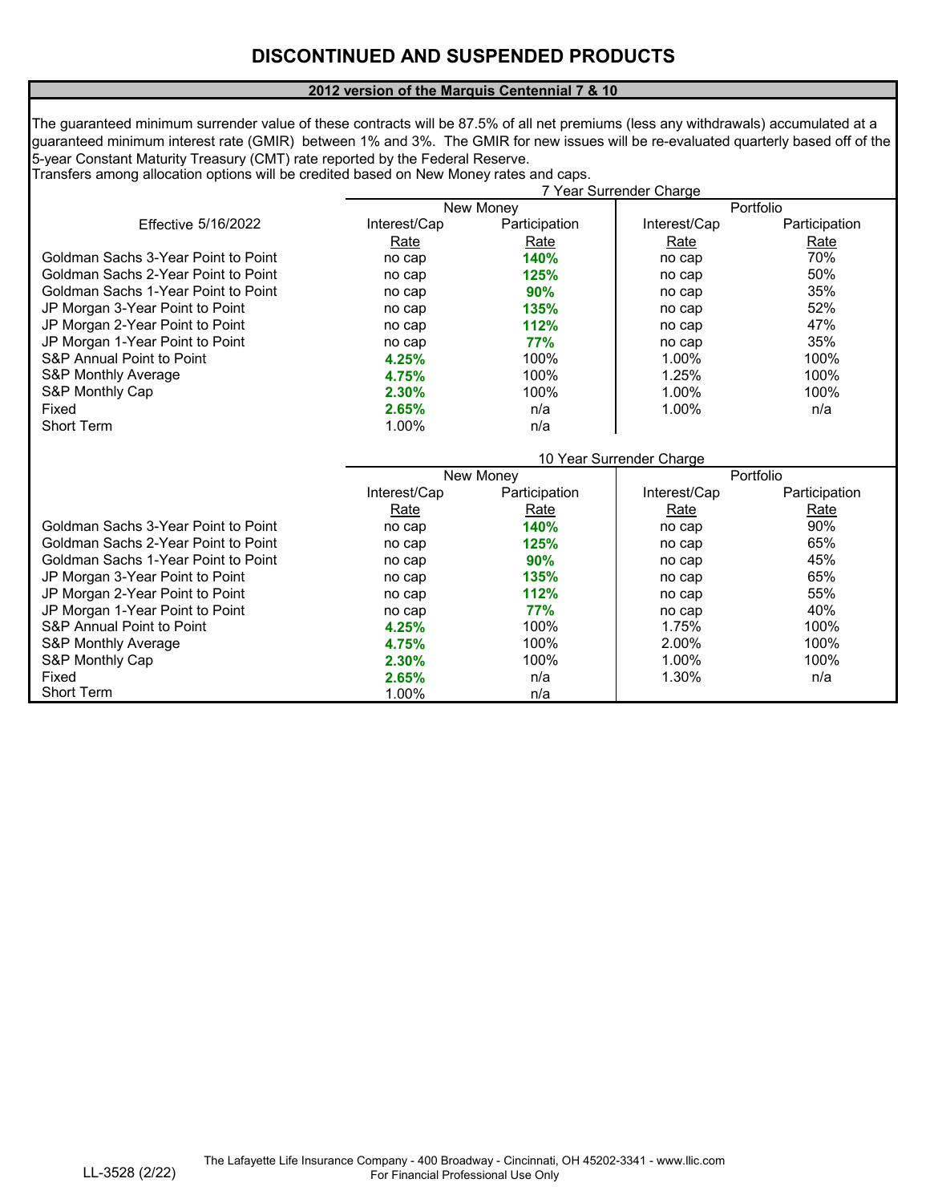# DISCONTINUED AND SUSPENDED PRODUCTS

## 2012 version of the Marquis Centennial 7 & 10

The guaranteed minimum surrender value of these contracts will be 87.5% of all net premiums (less any withdrawals) accumulated at a guaranteed minimum interest rate (GMIR) between 1% and 3%. The GMIR for new issues will be re-evaluated quarterly based off of the 5-year Constant Maturity Treasury (CMT) rate reported by the Federal Reserve.

Transfers among allocation options will be credited based on New Money rates and caps.

| | 7 Year Surrender Charge | | | |
|---|---|---|---|---|
| | New Money | | Portfolio | |
| Effective 5/16/2022 | Interest/Cap Rate | Participation Rate | Interest/Cap Rate | Participation Rate |
| Goldman Sachs 3-Year Point to Point | no cap | **140%** | no cap | 70% |
| Goldman Sachs 2-Year Point to Point | no cap | **125%** | no cap | 50% |
| Goldman Sachs 1-Year Point to Point | no cap | **90%** | no cap | 35% |
| JP Morgan 3-Year Point to Point | no cap | **135%** | no cap | 52% |
| JP Morgan 2-Year Point to Point | no cap | **112%** | no cap | 47% |
| JP Morgan 1-Year Point to Point | no cap | **77%** | no cap | 35% |
| S&P Annual Point to Point | **4.25%** | 100% | 1.00% | 100% |
| S&P Monthly Average | **4.75%** | 100% | 1.25% | 100% |
| S&P Monthly Cap | **2.30%** | 100% | 1.00% | 100% |
| Fixed | **2.65%** | n/a | 1.00% | n/a |
| Short Term | 1.00% | n/a | | |

| | 10 Year Surrender Charge | | | |
|---|---|---|---|---|
| | New Money | | Portfolio | |
| | Interest/Cap Rate | Participation Rate | Interest/Cap Rate | Participation Rate |
| Goldman Sachs 3-Year Point to Point | no cap | **140%** | no cap | 90% |
| Goldman Sachs 2-Year Point to Point | no cap | **125%** | no cap | 65% |
| Goldman Sachs 1-Year Point to Point | no cap | **90%** | no cap | 45% |
| JP Morgan 3-Year Point to Point | no cap | **135%** | no cap | 65% |
| JP Morgan 2-Year Point to Point | no cap | **112%** | no cap | 55% |
| JP Morgan 1-Year Point to Point | no cap | **77%** | no cap | 40% |
| S&P Annual Point to Point | **4.25%** | 100% | 1.75% | 100% |
| S&P Monthly Average | **4.75%** | 100% | 2.00% | 100% |
| S&P Monthly Cap | **2.30%** | 100% | 1.00% | 100% |
| Fixed | **2.65%** | n/a | 1.30% | n/a |
| Short Term | 1.00% | n/a | | |

LL-3528 (2/22)

The Lafayette Life Insurance Company - 400 Broadway - Cincinnati, OH 45202-3341 - www.llic.com
For Financial Professional Use Only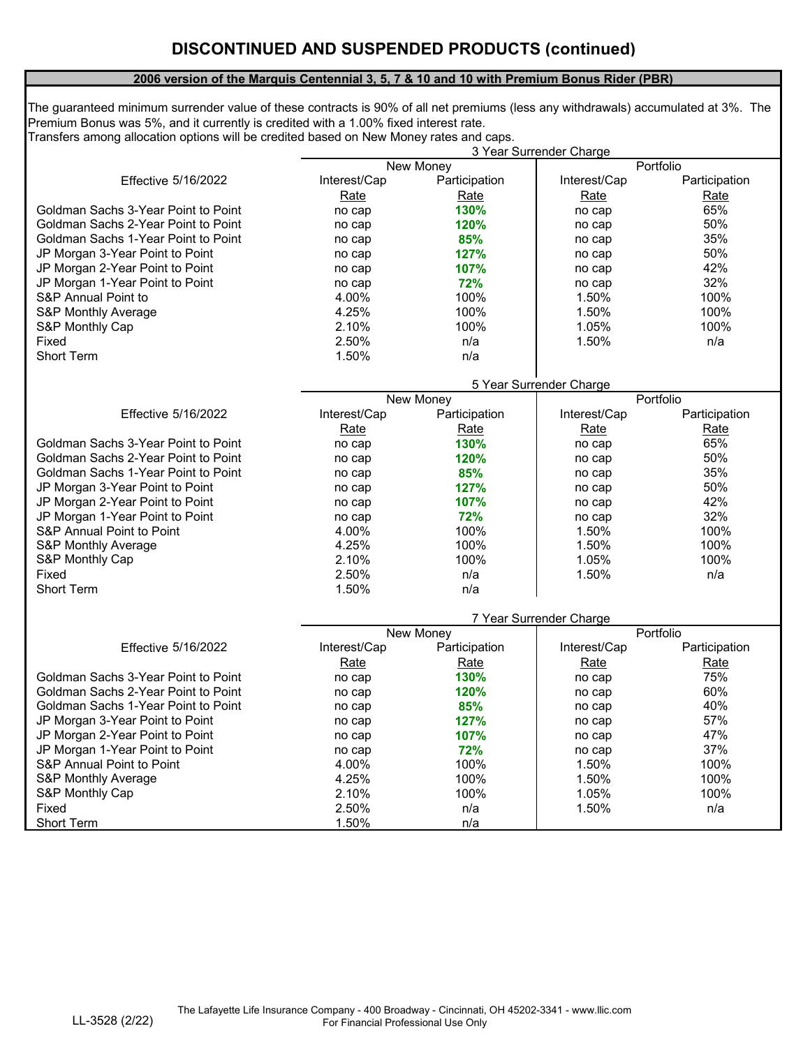# DISCONTINUED AND SUSPENDED PRODUCTS (continued)

**2006 version of the Marquis Centennial 3, 5, 7 & 10 and 10 with Premium Bonus Rider (PBR)**

The guaranteed minimum surrender value of these contracts is 90% of all net premiums (less any withdrawals) accumulated at 3%. The Premium Bonus was 5%, and it currently is credited with a 1.00% fixed interest rate.
Transfers among allocation options will be credited based on New Money rates and caps.

| | 3 Year Surrender Charge | | | |
|---|---|---|---|---|
| | New Money | | Portfolio | |
| Effective 5/16/2022 | Interest/Cap Rate | Participation Rate | Interest/Cap Rate | Participation Rate |
| Goldman Sachs 3-Year Point to Point | no cap | **130%** | no cap | 65% |
| Goldman Sachs 2-Year Point to Point | no cap | **120%** | no cap | 50% |
| Goldman Sachs 1-Year Point to Point | no cap | **85%** | no cap | 35% |
| JP Morgan 3-Year Point to Point | no cap | **127%** | no cap | 50% |
| JP Morgan 2-Year Point to Point | no cap | **107%** | no cap | 42% |
| JP Morgan 1-Year Point to Point | no cap | **72%** | no cap | 32% |
| S&P Annual Point to | 4.00% | 100% | 1.50% | 100% |
| S&P Monthly Average | 4.25% | 100% | 1.50% | 100% |
| S&P Monthly Cap | 2.10% | 100% | 1.05% | 100% |
| Fixed | 2.50% | n/a | 1.50% | n/a |
| Short Term | 1.50% | n/a | | |

| | 5 Year Surrender Charge | | | |
|---|---|---|---|---|
| | New Money | | Portfolio | |
| Effective 5/16/2022 | Interest/Cap Rate | Participation Rate | Interest/Cap Rate | Participation Rate |
| Goldman Sachs 3-Year Point to Point | no cap | **130%** | no cap | 65% |
| Goldman Sachs 2-Year Point to Point | no cap | **120%** | no cap | 50% |
| Goldman Sachs 1-Year Point to Point | no cap | **85%** | no cap | 35% |
| JP Morgan 3-Year Point to Point | no cap | **127%** | no cap | 50% |
| JP Morgan 2-Year Point to Point | no cap | **107%** | no cap | 42% |
| JP Morgan 1-Year Point to Point | no cap | **72%** | no cap | 32% |
| S&P Annual Point to Point | 4.00% | 100% | 1.50% | 100% |
| S&P Monthly Average | 4.25% | 100% | 1.50% | 100% |
| S&P Monthly Cap | 2.10% | 100% | 1.05% | 100% |
| Fixed | 2.50% | n/a | 1.50% | n/a |
| Short Term | 1.50% | n/a | | |

| | 7 Year Surrender Charge | | | |
|---|---|---|---|---|
| | New Money | | Portfolio | |
| Effective 5/16/2022 | Interest/Cap Rate | Participation Rate | Interest/Cap Rate | Participation Rate |
| Goldman Sachs 3-Year Point to Point | no cap | **130%** | no cap | 75% |
| Goldman Sachs 2-Year Point to Point | no cap | **120%** | no cap | 60% |
| Goldman Sachs 1-Year Point to Point | no cap | **85%** | no cap | 40% |
| JP Morgan 3-Year Point to Point | no cap | **127%** | no cap | 57% |
| JP Morgan 2-Year Point to Point | no cap | **107%** | no cap | 47% |
| JP Morgan 1-Year Point to Point | no cap | **72%** | no cap | 37% |
| S&P Annual Point to Point | 4.00% | 100% | 1.50% | 100% |
| S&P Monthly Average | 4.25% | 100% | 1.50% | 100% |
| S&P Monthly Cap | 2.10% | 100% | 1.05% | 100% |
| Fixed | 2.50% | n/a | 1.50% | n/a |
| Short Term | 1.50% | n/a | | |

LL-3528 (2/22)

The Lafayette Life Insurance Company - 400 Broadway - Cincinnati, OH 45202-3341 - www.llic.com
For Financial Professional Use Only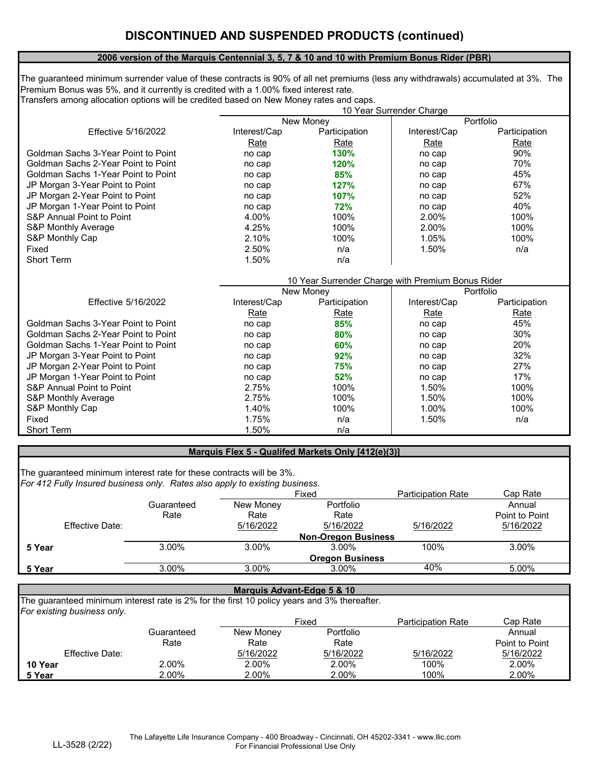# DISCONTINUED AND SUSPENDED PRODUCTS (continued)

## 2006 version of the Marquis Centennial 3, 5, 7 & 10 and 10 with Premium Bonus Rider (PBR)

The guaranteed minimum surrender value of these contracts is 90% of all net premiums (less any withdrawals) accumulated at 3%. The Premium Bonus was 5%, and it currently is credited with a 1.00% fixed interest rate.
Transfers among allocation options will be credited based on New Money rates and caps.

| | 10 Year Surrender Charge | | | |
|---|---|---|---|---|
| | New Money | | Portfolio | |
| Effective 5/16/2022 | Interest/Cap Rate | Participation Rate | Interest/Cap Rate | Participation Rate |
| Goldman Sachs 3-Year Point to Point | no cap | **130%** | no cap | 90% |
| Goldman Sachs 2-Year Point to Point | no cap | **120%** | no cap | 70% |
| Goldman Sachs 1-Year Point to Point | no cap | **85%** | no cap | 45% |
| JP Morgan 3-Year Point to Point | no cap | **127%** | no cap | 67% |
| JP Morgan 2-Year Point to Point | no cap | **107%** | no cap | 52% |
| JP Morgan 1-Year Point to Point | no cap | **72%** | no cap | 40% |
| S&P Annual Point to Point | 4.00% | 100% | 2.00% | 100% |
| S&P Monthly Average | 4.25% | 100% | 2.00% | 100% |
| S&P Monthly Cap | 2.10% | 100% | 1.05% | 100% |
| Fixed | 2.50% | n/a | 1.50% | n/a |
| Short Term | 1.50% | n/a | | |

| | 10 Year Surrender Charge with Premium Bonus Rider | | | |
|---|---|---|---|---|
| | New Money | | Portfolio | |
| Effective 5/16/2022 | Interest/Cap Rate | Participation Rate | Interest/Cap Rate | Participation Rate |
| Goldman Sachs 3-Year Point to Point | no cap | **85%** | no cap | 45% |
| Goldman Sachs 2-Year Point to Point | no cap | **80%** | no cap | 30% |
| Goldman Sachs 1-Year Point to Point | no cap | **60%** | no cap | 20% |
| JP Morgan 3-Year Point to Point | no cap | **92%** | no cap | 32% |
| JP Morgan 2-Year Point to Point | no cap | **75%** | no cap | 27% |
| JP Morgan 1-Year Point to Point | no cap | **52%** | no cap | 17% |
| S&P Annual Point to Point | 2.75% | 100% | 1.50% | 100% |
| S&P Monthly Average | 2.75% | 100% | 1.50% | 100% |
| S&P Monthly Cap | 1.40% | 100% | 1.00% | 100% |
| Fixed | 1.75% | n/a | 1.50% | n/a |
| Short Term | 1.50% | n/a | | |

## Marquis Flex 5 - Qualifed Markets Only [412(e)(3)]

The guaranteed minimum interest rate for these contracts will be 3%.
*For 412 Fully Insured business only. Rates also apply to existing business.*

| | Guaranteed Rate | Fixed New Money Rate | Fixed Portfolio Rate | Participation Rate | Cap Rate Annual Point to Point |
|---|---|---|---|---|---|
| Effective Date: | | 5/16/2022 | 5/16/2022 | 5/16/2022 | 5/16/2022 |
| | | | **Non-Oregon Business** | | |
| **5 Year** | 3.00% | 3.00% | 3.00% | 100% | 3.00% |
| | | | **Oregon Business** | | |
| **5 Year** | 3.00% | 3.00% | 3.00% | 40% | 5.00% |

## Marquis Advant-Edge 5 & 10

The guaranteed minimum interest rate is 2% for the first 10 policy years and 3% thereafter.
*For existing business only.*

| | Guaranteed Rate | Fixed New Money Rate | Fixed Portfolio Rate | Participation Rate | Cap Rate Annual Point to Point |
|---|---|---|---|---|---|
| Effective Date: | | 5/16/2022 | 5/16/2022 | 5/16/2022 | 5/16/2022 |
| **10 Year** | 2.00% | 2.00% | 2.00% | 100% | 2.00% |
| **5 Year** | 2.00% | 2.00% | 2.00% | 100% | 2.00% |

LL-3528 (2/22)

The Lafayette Life Insurance Company - 400 Broadway - Cincinnati, OH 45202-3341 - www.llic.com
For Financial Professional Use Only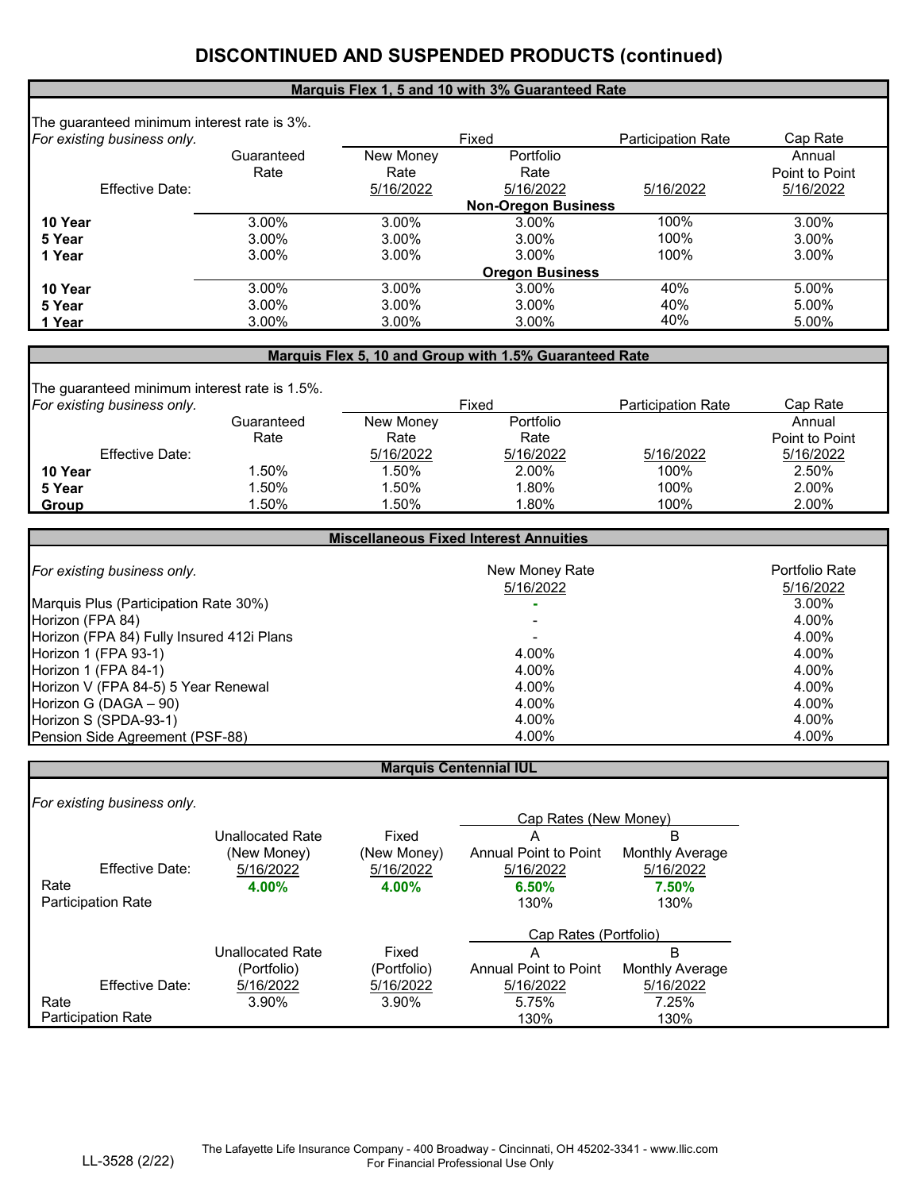# DISCONTINUED AND SUSPENDED PRODUCTS (continued)

## Marquis Flex 1, 5 and 10 with 3% Guaranteed Rate

The guaranteed minimum interest rate is 3%.

*For existing business only.*

| | Guaranteed Rate | Fixed: New Money Rate | Fixed: Portfolio Rate | Participation Rate | Cap Rate: Annual Point to Point |
|---|---|---|---|---|---|
| Effective Date: | | 5/16/2022 | 5/16/2022 | 5/16/2022 | 5/16/2022 |
| **Non-Oregon Business** | | | | | |
| **10 Year** | 3.00% | 3.00% | 3.00% | 100% | 3.00% |
| **5 Year** | 3.00% | 3.00% | 3.00% | 100% | 3.00% |
| **1 Year** | 3.00% | 3.00% | 3.00% | 100% | 3.00% |
| **Oregon Business** | | | | | |
| **10 Year** | 3.00% | 3.00% | 3.00% | 40% | 5.00% |
| **5 Year** | 3.00% | 3.00% | 3.00% | 40% | 5.00% |
| **1 Year** | 3.00% | 3.00% | 3.00% | 40% | 5.00% |

## Marquis Flex 5, 10 and Group with 1.5% Guaranteed Rate

The guaranteed minimum interest rate is 1.5%.

*For existing business only.*

| | Guaranteed Rate | Fixed: New Money Rate | Fixed: Portfolio Rate | Participation Rate | Cap Rate: Annual Point to Point |
|---|---|---|---|---|---|
| Effective Date: | | 5/16/2022 | 5/16/2022 | 5/16/2022 | 5/16/2022 |
| **10 Year** | 1.50% | 1.50% | 2.00% | 100% | 2.50% |
| **5 Year** | 1.50% | 1.50% | 1.80% | 100% | 2.00% |
| **Group** | 1.50% | 1.50% | 1.80% | 100% | 2.00% |

## Miscellaneous Fixed Interest Annuities

| *For existing business only.* | New Money Rate 5/16/2022 | Portfolio Rate 5/16/2022 |
|---|---|---|
| Marquis Plus (Participation Rate 30%) | - | 3.00% |
| Horizon (FPA 84) | - | 4.00% |
| Horizon (FPA 84) Fully Insured 412i Plans | - | 4.00% |
| Horizon 1 (FPA 93-1) | 4.00% | 4.00% |
| Horizon 1 (FPA 84-1) | 4.00% | 4.00% |
| Horizon V (FPA 84-5) 5 Year Renewal | 4.00% | 4.00% |
| Horizon G (DAGA – 90) | 4.00% | 4.00% |
| Horizon S (SPDA-93-1) | 4.00% | 4.00% |
| Pension Side Agreement (PSF-88) | 4.00% | 4.00% |

## Marquis Centennial IUL

*For existing business only.*

| | Unallocated Rate (New Money) | Fixed (New Money) | Cap Rates (New Money): A Annual Point to Point | Cap Rates (New Money): B Monthly Average |
|---|---|---|---|---|
| Effective Date: | 5/16/2022 | 5/16/2022 | 5/16/2022 | 5/16/2022 |
| Rate | **4.00%** | **4.00%** | **6.50%** | **7.50%** |
| Participation Rate | | | 130% | 130% |

| | Unallocated Rate (Portfolio) | Fixed (Portfolio) | Cap Rates (Portfolio): A Annual Point to Point | Cap Rates (Portfolio): B Monthly Average |
|---|---|---|---|---|
| Effective Date: | 5/16/2022 | 5/16/2022 | 5/16/2022 | 5/16/2022 |
| Rate | 3.90% | 3.90% | 5.75% | 7.25% |
| Participation Rate | | | 130% | 130% |

LL-3528 (2/22)

The Lafayette Life Insurance Company - 400 Broadway - Cincinnati, OH 45202-3341 - www.llic.com
For Financial Professional Use Only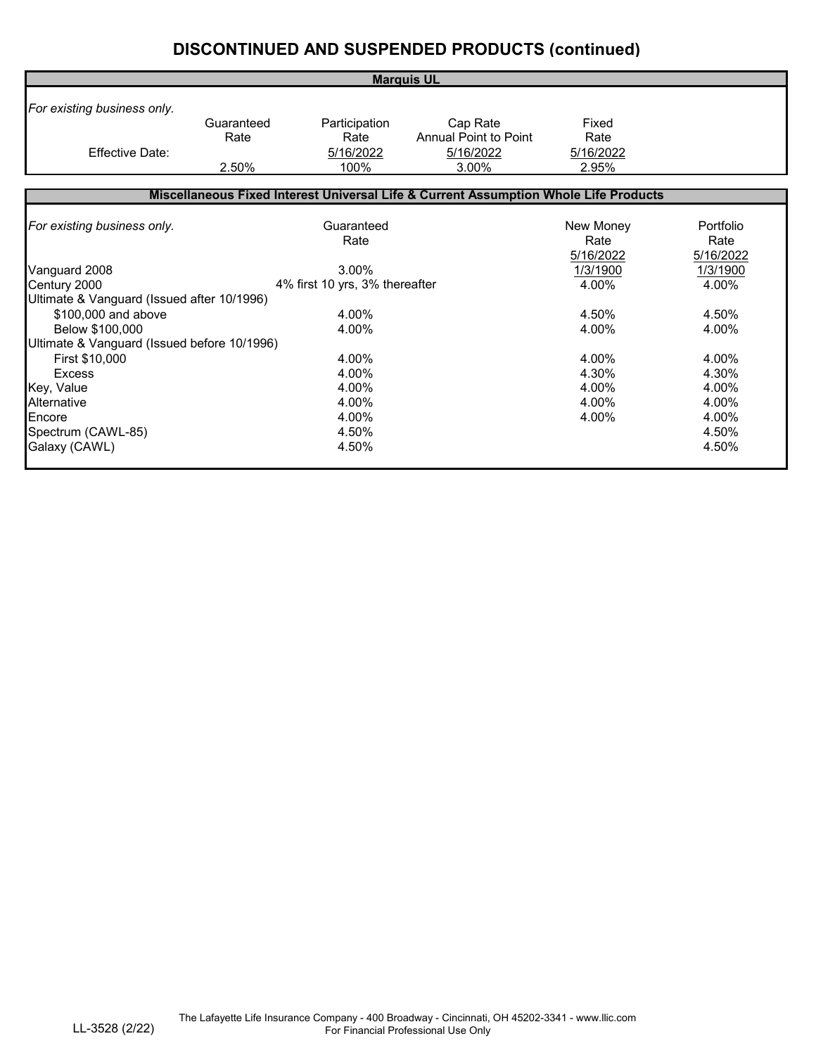## DISCONTINUED AND SUSPENDED PRODUCTS (continued)

| Marquis UL | | | | |
|---|---|---|---|---|
| *For existing business only.* | Guaranteed Rate | Participation Rate | Cap Rate Annual Point to Point | Fixed Rate |
| Effective Date: | | 5/16/2022 | 5/16/2022 | 5/16/2022 |
| | 2.50% | 100% | 3.00% | 2.95% |

| Miscellaneous Fixed Interest Universal Life & Current Assumption Whole Life Products | | | |
|---|---|---|---|
| *For existing business only.* | Guaranteed Rate | New Money Rate 5/16/2022 | Portfolio Rate 5/16/2022 |
| Vanguard 2008 | 3.00% | 1/3/1900 | 1/3/1900 |
| Century 2000 | 4% first 10 yrs, 3% thereafter | 4.00% | 4.00% |
| Ultimate & Vanguard (Issued after 10/1996) | | | |
| $100,000 and above | 4.00% | 4.50% | 4.50% |
| Below $100,000 | 4.00% | 4.00% | 4.00% |
| Ultimate & Vanguard (Issued before 10/1996) | | | |
| First $10,000 | 4.00% | 4.00% | 4.00% |
| Excess | 4.00% | 4.30% | 4.30% |
| Key, Value | 4.00% | 4.00% | 4.00% |
| Alternative | 4.00% | 4.00% | 4.00% |
| Encore | 4.00% | 4.00% | 4.00% |
| Spectrum (CAWL-85) | 4.50% | | 4.50% |
| Galaxy (CAWL) | 4.50% | | 4.50% |

LL-3528 (2/22)

The Lafayette Life Insurance Company - 400 Broadway - Cincinnati, OH 45202-3341 - www.llic.com
For Financial Professional Use Only